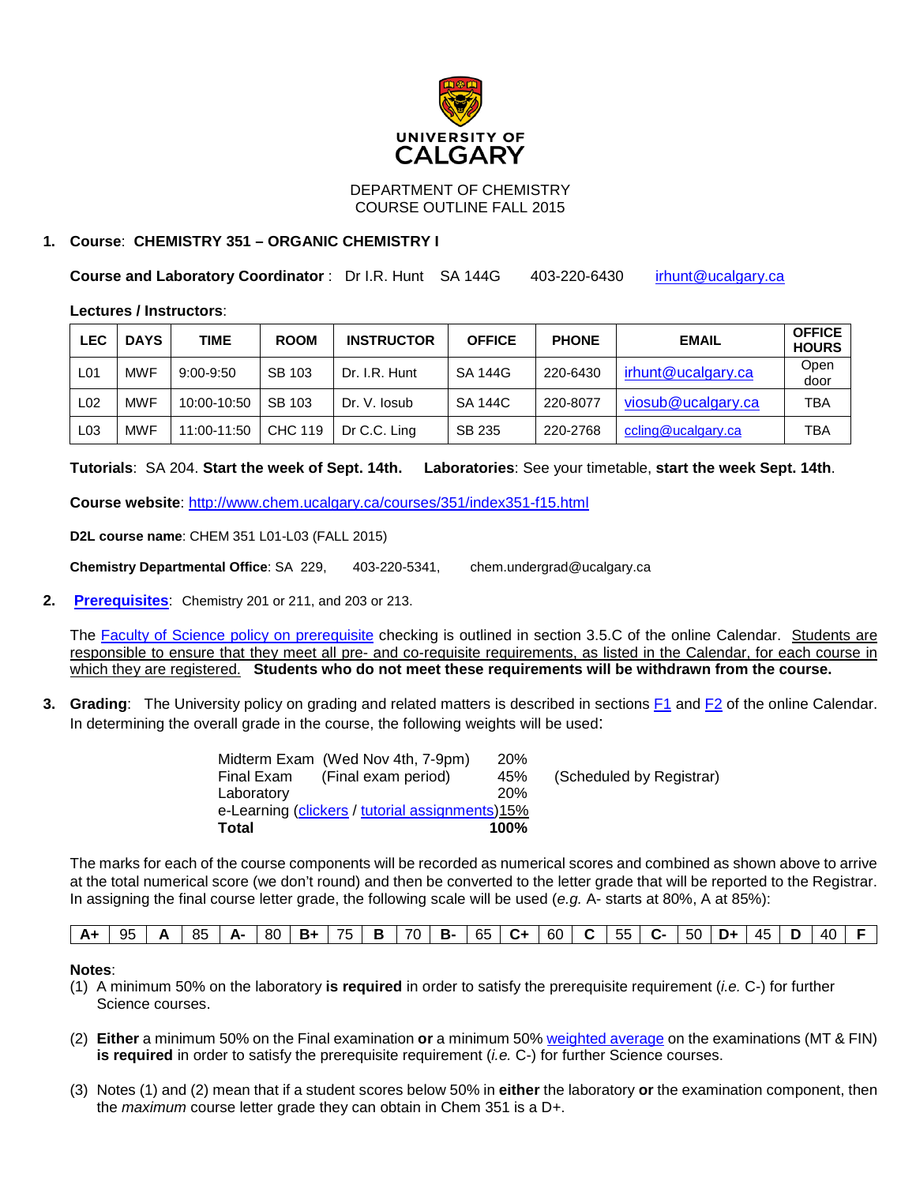UNIVERSITY OF CALGARY

DEPARTMENT OF CHEMISTRY
COURSE OUTLINE FALL 2015

**1. Course**: **CHEMISTRY 351 – ORGANIC CHEMISTRY I**

**Course and Laboratory Coordinator** : Dr I.R. Hunt SA 144G 403-220-6430 irhunt@ucalgary.ca

**Lectures / Instructors**:

| LEC | DAYS | TIME | ROOM | INSTRUCTOR | OFFICE | PHONE | EMAIL | OFFICE HOURS |
|---|---|---|---|---|---|---|---|---|
| L01 | MWF | 9:00-9:50 | SB 103 | Dr. I.R. Hunt | SA 144G | 220-6430 | irhunt@ucalgary.ca | Open door |
| L02 | MWF | 10:00-10:50 | SB 103 | Dr. V. Iosub | SA 144C | 220-8077 | viosub@ucalgary.ca | TBA |
| L03 | MWF | 11:00-11:50 | CHC 119 | Dr C.C. Ling | SB 235 | 220-2768 | ccling@ucalgary.ca | TBA |

**Tutorials**: SA 204. **Start the week of Sept. 14th.** **Laboratories**: See your timetable, **start the week Sept. 14th**.

**Course website**: http://www.chem.ucalgary.ca/courses/351/index351-f15.html

**D2L course name**: CHEM 351 L01-L03 (FALL 2015)

**Chemistry Departmental Office**: SA 229, 403-220-5341, chem.undergrad@ucalgary.ca

**2. Prerequisites**: Chemistry 201 or 211, and 203 or 213.

The Faculty of Science policy on prerequisite checking is outlined in section 3.5.C of the online Calendar. Students are responsible to ensure that they meet all pre- and co-requisite requirements, as listed in the Calendar, for each course in which they are registered. **Students who do not meet these requirements will be withdrawn from the course.**

**3. Grading**: The University policy on grading and related matters is described in sections F1 and F2 of the online Calendar. In determining the overall grade in the course, the following weights will be used:

| Component | | Weight | |
|---|---|---|---|
| Midterm Exam | (Wed Nov 4th, 7-9pm) | 20% | |
| Final Exam | (Final exam period) | 45% | (Scheduled by Registrar) |
| Laboratory | | 20% | |
| e-Learning (clickers / tutorial assignments) | | 15% | |
| **Total** | | **100%** | |

The marks for each of the course components will be recorded as numerical scores and combined as shown above to arrive at the total numerical score (we don't round) and then be converted to the letter grade that will be reported to the Registrar. In assigning the final course letter grade, the following scale will be used (*e.g.* A- starts at 80%, A at 85%):

| **A+** | 95 | **A** | 85 | **A-** | 80 | **B+** | 75 | **B** | 70 | **B-** | 65 | **C+** | 60 | **C** | 55 | **C-** | 50 | **D+** | 45 | **D** | 40 | **F** |
|---|---|---|---|---|---|---|---|---|---|---|---|---|---|---|---|---|---|---|---|---|---|---|

**Notes**:

(1) A minimum 50% on the laboratory **is required** in order to satisfy the prerequisite requirement (*i.e.* C-) for further Science courses.

(2) **Either** a minimum 50% on the Final examination **or** a minimum 50% weighted average on the examinations (MT & FIN) **is required** in order to satisfy the prerequisite requirement (*i.e.* C-) for further Science courses.

(3) Notes (1) and (2) mean that if a student scores below 50% in **either** the laboratory **or** the examination component, then the *maximum* course letter grade they can obtain in Chem 351 is a D+.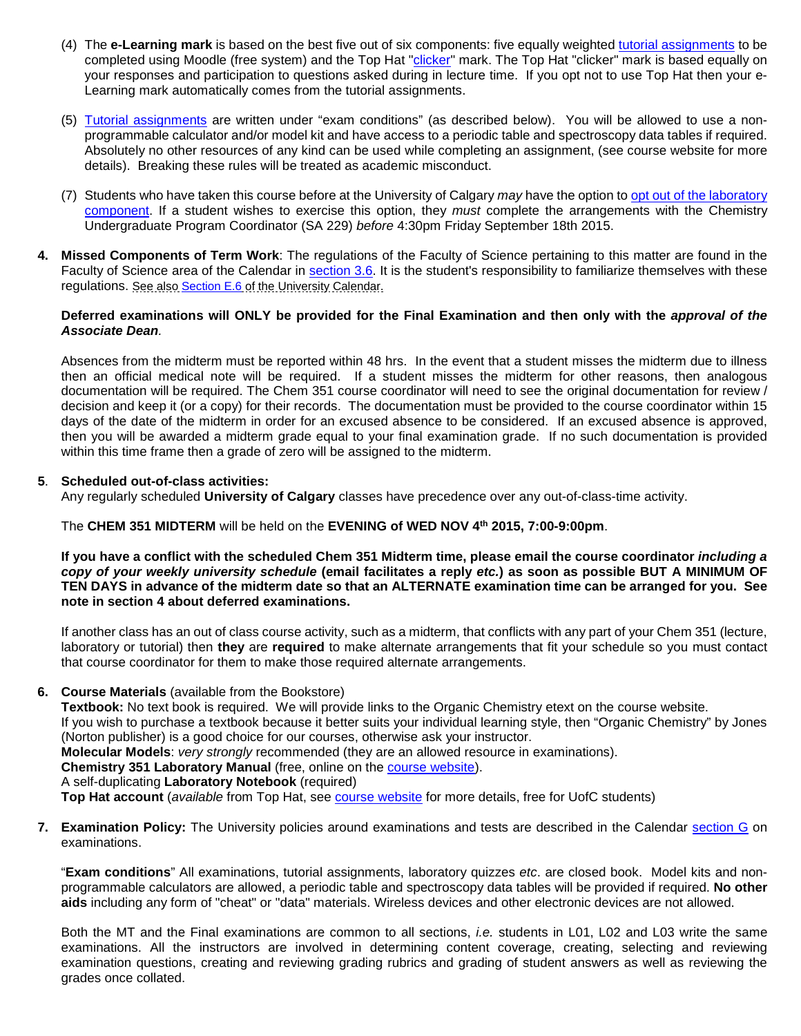(4) The **e-Learning mark** is based on the best five out of six components: five equally weighted tutorial assignments to be completed using Moodle (free system) and the Top Hat "clicker" mark. The Top Hat "clicker" mark is based equally on your responses and participation to questions asked during in lecture time. If you opt not to use Top Hat then your e-Learning mark automatically comes from the tutorial assignments.

(5) Tutorial assignments are written under "exam conditions" (as described below). You will be allowed to use a non-programmable calculator and/or model kit and have access to a periodic table and spectroscopy data tables if required. Absolutely no other resources of any kind can be used while completing an assignment, (see course website for more details). Breaking these rules will be treated as academic misconduct.

(7) Students who have taken this course before at the University of Calgary *may* have the option to opt out of the laboratory component. If a student wishes to exercise this option, they *must* complete the arrangements with the Chemistry Undergraduate Program Coordinator (SA 229) *before* 4:30pm Friday September 18th 2015.

**4. Missed Components of Term Work**: The regulations of the Faculty of Science pertaining to this matter are found in the Faculty of Science area of the Calendar in section 3.6. It is the student's responsibility to familiarize themselves with these regulations. See also Section E.6 of the University Calendar.

**Deferred examinations will ONLY be provided for the Final Examination and then only with the *approval of the Associate Dean*.**

Absences from the midterm must be reported within 48 hrs. In the event that a student misses the midterm due to illness then an official medical note will be required. If a student misses the midterm for other reasons, then analogous documentation will be required. The Chem 351 course coordinator will need to see the original documentation for review / decision and keep it (or a copy) for their records. The documentation must be provided to the course coordinator within 15 days of the date of the midterm in order for an excused absence to be considered. If an excused absence is approved, then you will be awarded a midterm grade equal to your final examination grade. If no such documentation is provided within this time frame then a grade of zero will be assigned to the midterm.

**5. Scheduled out-of-class activities:**
Any regularly scheduled **University of Calgary** classes have precedence over any out-of-class-time activity.

The **CHEM 351 MIDTERM** will be held on the **EVENING of WED NOV 4th 2015, 7:00-9:00pm**.

**If you have a conflict with the scheduled Chem 351 Midterm time, please email the course coordinator *including a copy of your weekly university schedule* (email facilitates a reply *etc.*) as soon as possible BUT A MINIMUM OF TEN DAYS in advance of the midterm date so that an ALTERNATE examination time can be arranged for you. See note in section 4 about deferred examinations.**

If another class has an out of class course activity, such as a midterm, that conflicts with any part of your Chem 351 (lecture, laboratory or tutorial) then **they** are **required** to make alternate arrangements that fit your schedule so you must contact that course coordinator for them to make those required alternate arrangements.

**6. Course Materials** (available from the Bookstore)
**Textbook:** No text book is required. We will provide links to the Organic Chemistry etext on the course website.
If you wish to purchase a textbook because it better suits your individual learning style, then "Organic Chemistry" by Jones (Norton publisher) is a good choice for our courses, otherwise ask your instructor.
**Molecular Models**: *very strongly* recommended (they are an allowed resource in examinations).
**Chemistry 351 Laboratory Manual** (free, online on the course website).
A self-duplicating **Laboratory Notebook** (required)
**Top Hat account** (*available* from Top Hat, see course website for more details, free for UofC students)

**7. Examination Policy:** The University policies around examinations and tests are described in the Calendar section G on examinations.

"**Exam conditions**" All examinations, tutorial assignments, laboratory quizzes *etc*. are closed book. Model kits and non-programmable calculators are allowed, a periodic table and spectroscopy data tables will be provided if required. **No other aids** including any form of "cheat" or "data" materials. Wireless devices and other electronic devices are not allowed.

Both the MT and the Final examinations are common to all sections, *i.e.* students in L01, L02 and L03 write the same examinations. All the instructors are involved in determining content coverage, creating, selecting and reviewing examination questions, creating and reviewing grading rubrics and grading of student answers as well as reviewing the grades once collated.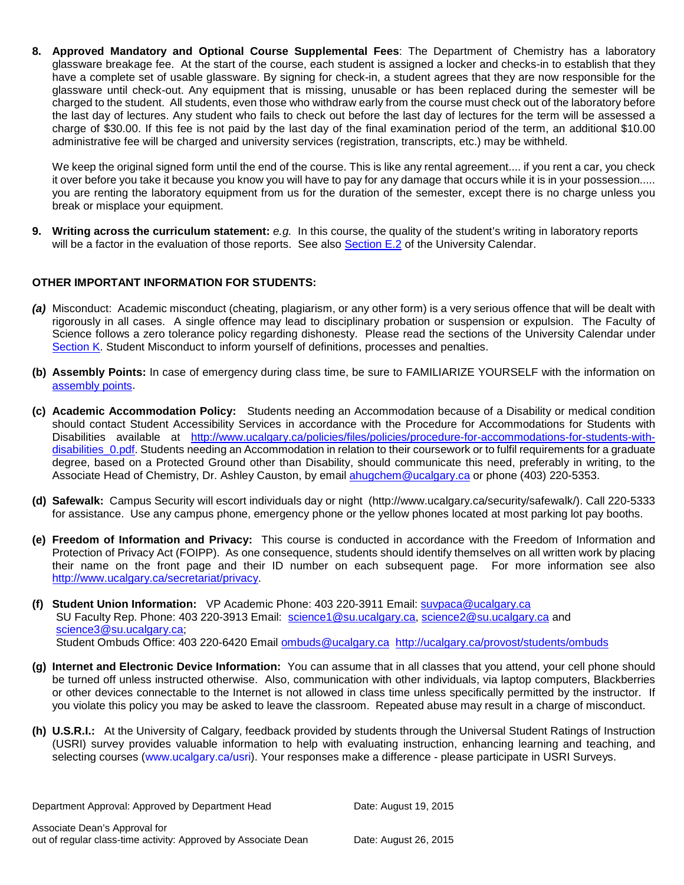8. **Approved Mandatory and Optional Course Supplemental Fees**: The Department of Chemistry has a laboratory glassware breakage fee. At the start of the course, each student is assigned a locker and checks-in to establish that they have a complete set of usable glassware. By signing for check-in, a student agrees that they are now responsible for the glassware until check-out. Any equipment that is missing, unusable or has been replaced during the semester will be charged to the student. All students, even those who withdraw early from the course must check out of the laboratory before the last day of lectures. Any student who fails to check out before the last day of lectures for the term will be assessed a charge of $30.00. If this fee is not paid by the last day of the final examination period of the term, an additional $10.00 administrative fee will be charged and university services (registration, transcripts, etc.) may be withheld.

   We keep the original signed form until the end of the course. This is like any rental agreement.... if you rent a car, you check it over before you take it because you know you will have to pay for any damage that occurs while it is in your possession..... you are renting the laboratory equipment from us for the duration of the semester, except there is no charge unless you break or misplace your equipment.

9. **Writing across the curriculum statement:** *e.g.* In this course, the quality of the student's writing in laboratory reports will be a factor in the evaluation of those reports. See also Section E.2 of the University Calendar.

**OTHER IMPORTANT INFORMATION FOR STUDENTS:**

***(a)*** Misconduct: Academic misconduct (cheating, plagiarism, or any other form) is a very serious offence that will be dealt with rigorously in all cases. A single offence may lead to disciplinary probation or suspension or expulsion. The Faculty of Science follows a zero tolerance policy regarding dishonesty. Please read the sections of the University Calendar under Section K. Student Misconduct to inform yourself of definitions, processes and penalties.

**(b) Assembly Points:** In case of emergency during class time, be sure to FAMILIARIZE YOURSELF with the information on assembly points.

**(c) Academic Accommodation Policy:** Students needing an Accommodation because of a Disability or medical condition should contact Student Accessibility Services in accordance with the Procedure for Accommodations for Students with Disabilities available at http://www.ucalgary.ca/policies/files/policies/procedure-for-accommodations-for-students-with-disabilities_0.pdf. Students needing an Accommodation in relation to their coursework or to fulfil requirements for a graduate degree, based on a Protected Ground other than Disability, should communicate this need, preferably in writing, to the Associate Head of Chemistry, Dr. Ashley Causton, by email ahugchem@ucalgary.ca or phone (403) 220-5353.

**(d) Safewalk:** Campus Security will escort individuals day or night (http://www.ucalgary.ca/security/safewalk/). Call 220-5333 for assistance. Use any campus phone, emergency phone or the yellow phones located at most parking lot pay booths.

**(e) Freedom of Information and Privacy:** This course is conducted in accordance with the Freedom of Information and Protection of Privacy Act (FOIPP). As one consequence, students should identify themselves on all written work by placing their name on the front page and their ID number on each subsequent page. For more information see also http://www.ucalgary.ca/secretariat/privacy.

**(f) Student Union Information:** VP Academic Phone: 403 220-3911 Email: suvpaca@ucalgary.ca
SU Faculty Rep. Phone: 403 220-3913 Email: science1@su.ucalgary.ca, science2@su.ucalgary.ca and science3@su.ucalgary.ca;
Student Ombuds Office: 403 220-6420 Email ombuds@ucalgary.ca http://ucalgary.ca/provost/students/ombuds

**(g) Internet and Electronic Device Information:** You can assume that in all classes that you attend, your cell phone should be turned off unless instructed otherwise. Also, communication with other individuals, via laptop computers, Blackberries or other devices connectable to the Internet is not allowed in class time unless specifically permitted by the instructor. If you violate this policy you may be asked to leave the classroom. Repeated abuse may result in a charge of misconduct.

**(h) U.S.R.I.:** At the University of Calgary, feedback provided by students through the Universal Student Ratings of Instruction (USRI) survey provides valuable information to help with evaluating instruction, enhancing learning and teaching, and selecting courses (www.ucalgary.ca/usri). Your responses make a difference - please participate in USRI Surveys.

Department Approval: Approved by Department Head Date: August 19, 2015

Associate Dean's Approval for
out of regular class-time activity: Approved by Associate Dean Date: August 26, 2015